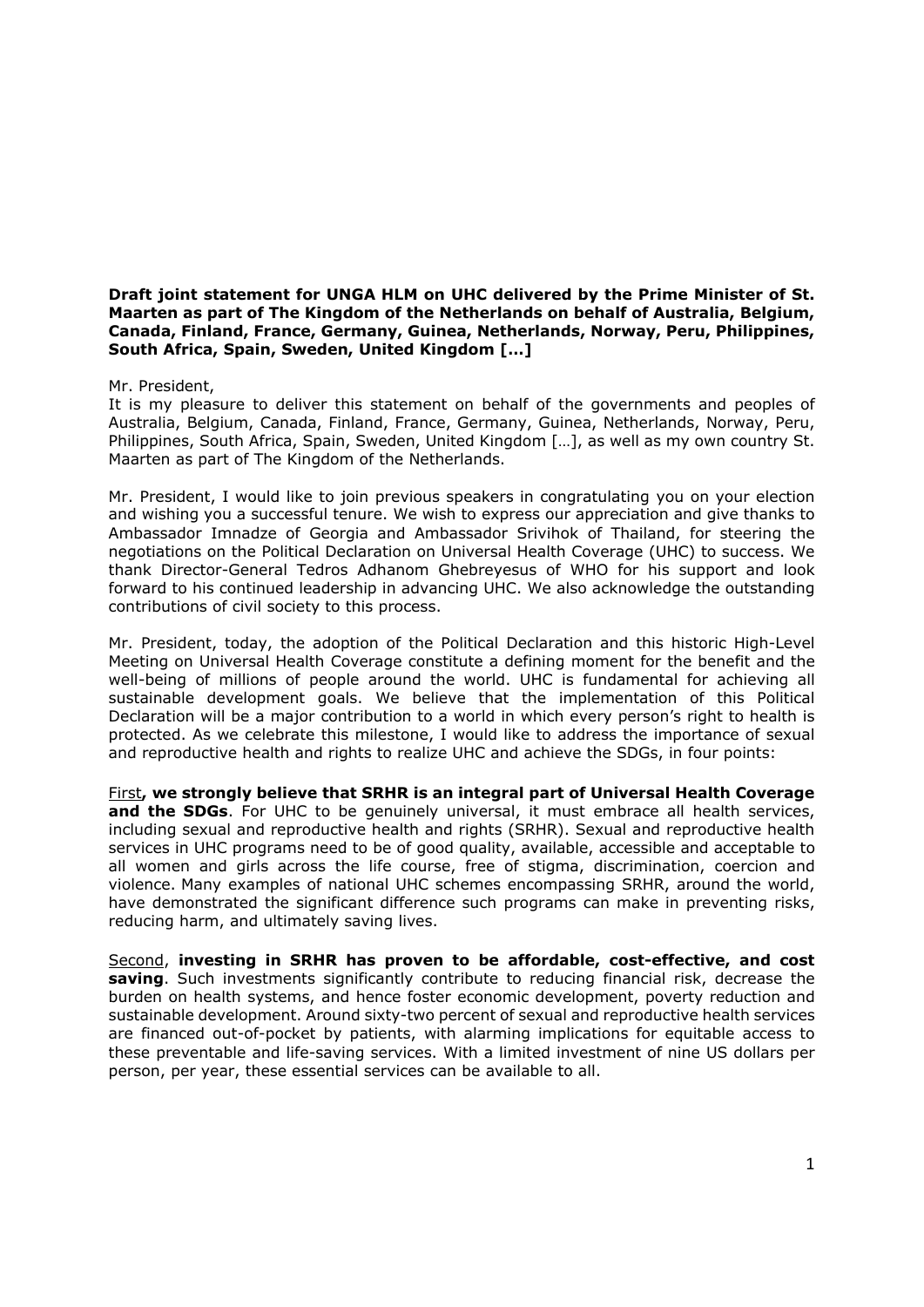**Draft joint statement for UNGA HLM on UHC delivered by the Prime Minister of St. Maarten as part of The Kingdom of the Netherlands on behalf of Australia, Belgium, Canada, Finland, France, Germany, Guinea, Netherlands, Norway, Peru, Philippines, South Africa, Spain, Sweden, United Kingdom […]**

Mr. President,
It is my pleasure to deliver this statement on behalf of the governments and peoples of Australia, Belgium, Canada, Finland, France, Germany, Guinea, Netherlands, Norway, Peru, Philippines, South Africa, Spain, Sweden, United Kingdom […], as well as my own country St. Maarten as part of The Kingdom of the Netherlands.

Mr. President, I would like to join previous speakers in congratulating you on your election and wishing you a successful tenure. We wish to express our appreciation and give thanks to Ambassador Imnadze of Georgia and Ambassador Srivihok of Thailand, for steering the negotiations on the Political Declaration on Universal Health Coverage (UHC) to success. We thank Director-General Tedros Adhanom Ghebreyesus of WHO for his support and look forward to his continued leadership in advancing UHC. We also acknowledge the outstanding contributions of civil society to this process.

Mr. President, today, the adoption of the Political Declaration and this historic High-Level Meeting on Universal Health Coverage constitute a defining moment for the benefit and the well-being of millions of people around the world. UHC is fundamental for achieving all sustainable development goals. We believe that the implementation of this Political Declaration will be a major contribution to a world in which every person's right to health is protected. As we celebrate this milestone, I would like to address the importance of sexual and reproductive health and rights to realize UHC and achieve the SDGs, in four points:

<u>First</u>**, we strongly believe that SRHR is an integral part of Universal Health Coverage and the SDGs**. For UHC to be genuinely universal, it must embrace all health services, including sexual and reproductive health and rights (SRHR). Sexual and reproductive health services in UHC programs need to be of good quality, available, accessible and acceptable to all women and girls across the life course, free of stigma, discrimination, coercion and violence. Many examples of national UHC schemes encompassing SRHR, around the world, have demonstrated the significant difference such programs can make in preventing risks, reducing harm, and ultimately saving lives.

<u>Second</u>, **investing in SRHR has proven to be affordable, cost-effective, and cost saving**. Such investments significantly contribute to reducing financial risk, decrease the burden on health systems, and hence foster economic development, poverty reduction and sustainable development. Around sixty-two percent of sexual and reproductive health services are financed out-of-pocket by patients, with alarming implications for equitable access to these preventable and life-saving services. With a limited investment of nine US dollars per person, per year, these essential services can be available to all.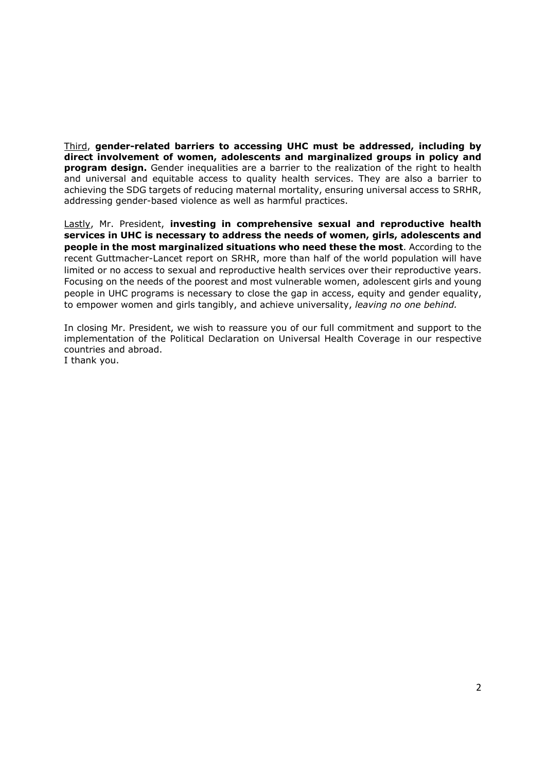<u>Third</u>, **gender-related barriers to accessing UHC must be addressed, including by direct involvement of women, adolescents and marginalized groups in policy and program design.** Gender inequalities are a barrier to the realization of the right to health and universal and equitable access to quality health services. They are also a barrier to achieving the SDG targets of reducing maternal mortality, ensuring universal access to SRHR, addressing gender-based violence as well as harmful practices.

<u>Lastly</u>, Mr. President, **investing in comprehensive sexual and reproductive health services in UHC is necessary to address the needs of women, girls, adolescents and people in the most marginalized situations who need these the most**. According to the recent Guttmacher-Lancet report on SRHR, more than half of the world population will have limited or no access to sexual and reproductive health services over their reproductive years. Focusing on the needs of the poorest and most vulnerable women, adolescent girls and young people in UHC programs is necessary to close the gap in access, equity and gender equality, to empower women and girls tangibly, and achieve universality, *leaving no one behind.*

In closing Mr. President, we wish to reassure you of our full commitment and support to the implementation of the Political Declaration on Universal Health Coverage in our respective countries and abroad.
I thank you.